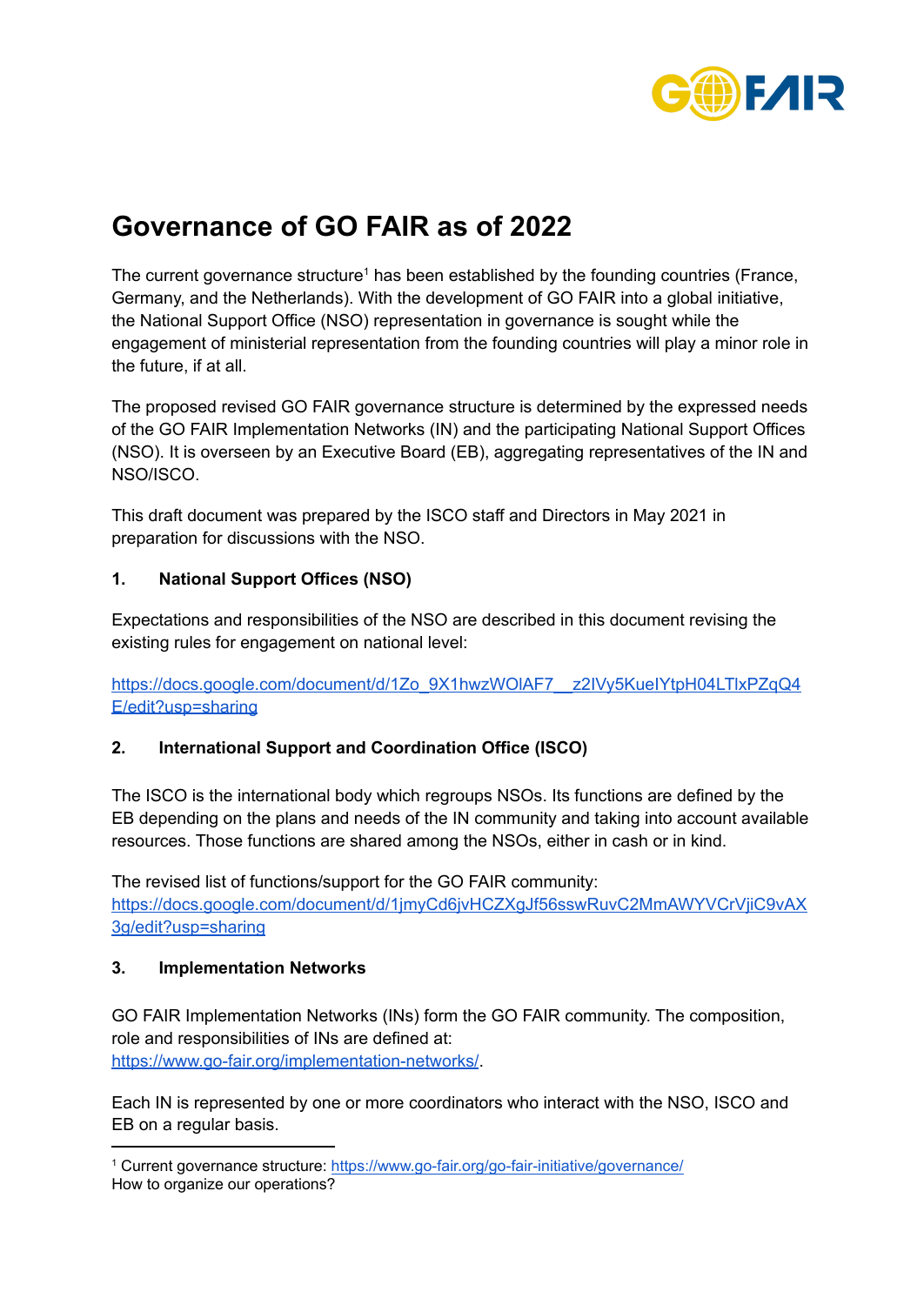# Governance of GO FAIR as of 2022

The current governance structure[1] has been established by the founding countries (France, Germany, and the Netherlands). With the development of GO FAIR into a global initiative, the National Support Office (NSO) representation in governance is sought while the engagement of ministerial representation from the founding countries will play a minor role in the future, if at all.

The proposed revised GO FAIR governance structure is determined by the expressed needs of the GO FAIR Implementation Networks (IN) and the participating National Support Offices (NSO). It is overseen by an Executive Board (EB), aggregating representatives of the IN and NSO/ISCO.

This draft document was prepared by the ISCO staff and Directors in May 2021 in preparation for discussions with the NSO.

**1. National Support Offices (NSO)**

Expectations and responsibilities of the NSO are described in this document revising the existing rules for engagement on national level:

https://docs.google.com/document/d/1Zo_9X1hwzWOlAF7__z2lVy5KueIYtpH04LTlxPZqQ4E/edit?usp=sharing

**2. International Support and Coordination Office (ISCO)**

The ISCO is the international body which regroups NSOs. Its functions are defined by the EB depending on the plans and needs of the IN community and taking into account available resources. Those functions are shared among the NSOs, either in cash or in kind.

The revised list of functions/support for the GO FAIR community:
https://docs.google.com/document/d/1jmyCd6jvHCZXgJf56sswRuvC2MmAWYVCrVjiC9vAX3g/edit?usp=sharing

**3. Implementation Networks**

GO FAIR Implementation Networks (INs) form the GO FAIR community. The composition, role and responsibilities of INs are defined at:
https://www.go-fair.org/implementation-networks/.

Each IN is represented by one or more coordinators who interact with the NSO, ISCO and EB on a regular basis.

---

[1] Current governance structure: https://www.go-fair.org/go-fair-initiative/governance/
How to organize our operations?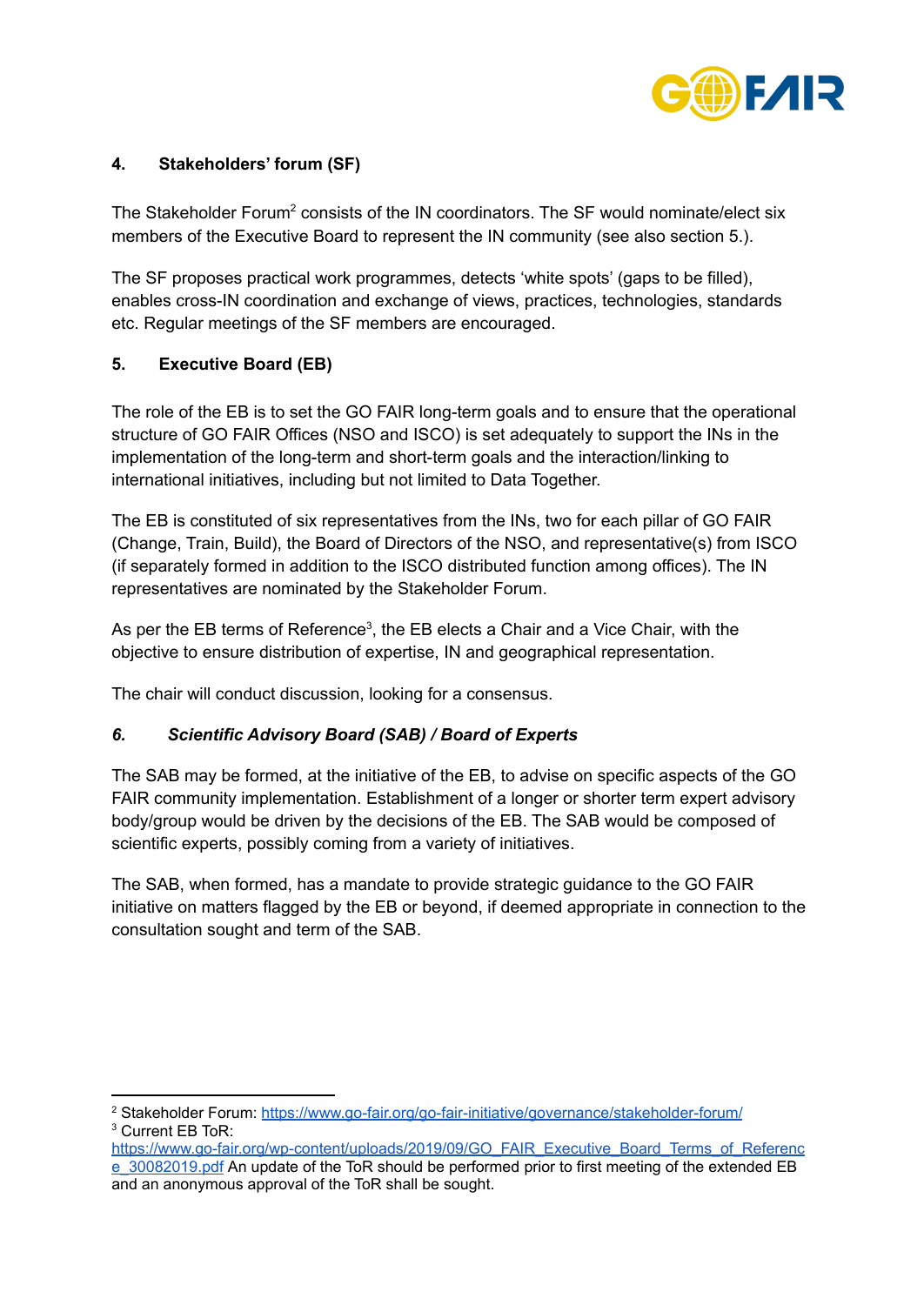## 4. Stakeholders' forum (SF)

The Stakeholder Forum[2] consists of the IN coordinators. The SF would nominate/elect six members of the Executive Board to represent the IN community (see also section 5.).

The SF proposes practical work programmes, detects 'white spots' (gaps to be filled), enables cross-IN coordination and exchange of views, practices, technologies, standards etc. Regular meetings of the SF members are encouraged.

## 5. Executive Board (EB)

The role of the EB is to set the GO FAIR long-term goals and to ensure that the operational structure of GO FAIR Offices (NSO and ISCO) is set adequately to support the INs in the implementation of the long-term and short-term goals and the interaction/linking to international initiatives, including but not limited to Data Together.

The EB is constituted of six representatives from the INs, two for each pillar of GO FAIR (Change, Train, Build), the Board of Directors of the NSO, and representative(s) from ISCO (if separately formed in addition to the ISCO distributed function among offices). The IN representatives are nominated by the Stakeholder Forum.

As per the EB terms of Reference[3], the EB elects a Chair and a Vice Chair, with the objective to ensure distribution of expertise, IN and geographical representation.

The chair will conduct discussion, looking for a consensus.

## *6. Scientific Advisory Board (SAB) / Board of Experts*

The SAB may be formed, at the initiative of the EB, to advise on specific aspects of the GO FAIR community implementation. Establishment of a longer or shorter term expert advisory body/group would be driven by the decisions of the EB. The SAB would be composed of scientific experts, possibly coming from a variety of initiatives.

The SAB, when formed, has a mandate to provide strategic guidance to the GO FAIR initiative on matters flagged by the EB or beyond, if deemed appropriate in connection to the consultation sought and term of the SAB.

---

[2] Stakeholder Forum: https://www.go-fair.org/go-fair-initiative/governance/stakeholder-forum/

[3] Current EB ToR: https://www.go-fair.org/wp-content/uploads/2019/09/GO_FAIR_Executive_Board_Terms_of_Reference_30082019.pdf An update of the ToR should be performed prior to first meeting of the extended EB and an anonymous approval of the ToR shall be sought.